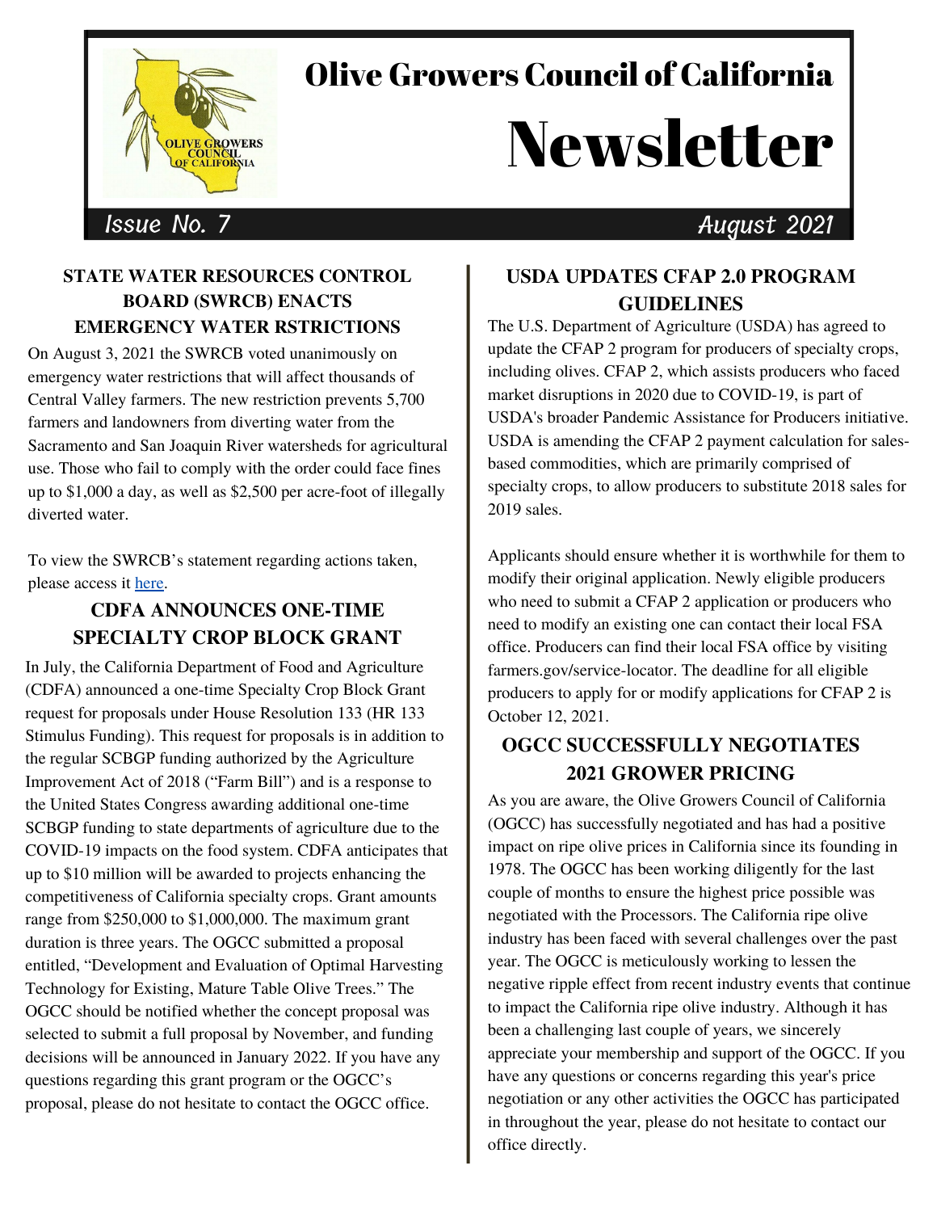# Olive Growers Council of California

# Newsletter

Issue No. 7 — August 2021

## STATE WATER RESOURCES CONTROL BOARD (SWRCB) ENACTS EMERGENCY WATER RSTRICTIONS

On August 3, 2021 the SWRCB voted unanimously on emergency water restrictions that will affect thousands of Central Valley farmers. The new restriction prevents 5,700 farmers and landowners from diverting water from the Sacramento and San Joaquin River watersheds for agricultural use. Those who fail to comply with the order could face fines up to $1,000 a day, as well as $2,500 per acre-foot of illegally diverted water.

To view the SWRCB's statement regarding actions taken, please access it here.

## CDFA ANNOUNCES ONE-TIME SPECIALTY CROP BLOCK GRANT

In July, the California Department of Food and Agriculture (CDFA) announced a one-time Specialty Crop Block Grant request for proposals under House Resolution 133 (HR 133 Stimulus Funding). This request for proposals is in addition to the regular SCBGP funding authorized by the Agriculture Improvement Act of 2018 ("Farm Bill") and is a response to the United States Congress awarding additional one-time SCBGP funding to state departments of agriculture due to the COVID-19 impacts on the food system. CDFA anticipates that up to $10 million will be awarded to projects enhancing the competitiveness of California specialty crops. Grant amounts range from $250,000 to $1,000,000. The maximum grant duration is three years. The OGCC submitted a proposal entitled, "Development and Evaluation of Optimal Harvesting Technology for Existing, Mature Table Olive Trees." The OGCC should be notified whether the concept proposal was selected to submit a full proposal by November, and funding decisions will be announced in January 2022. If you have any questions regarding this grant program or the OGCC's proposal, please do not hesitate to contact the OGCC office.

## USDA UPDATES CFAP 2.0 PROGRAM GUIDELINES

The U.S. Department of Agriculture (USDA) has agreed to update the CFAP 2 program for producers of specialty crops, including olives. CFAP 2, which assists producers who faced market disruptions in 2020 due to COVID-19, is part of USDA's broader Pandemic Assistance for Producers initiative. USDA is amending the CFAP 2 payment calculation for sales-based commodities, which are primarily comprised of specialty crops, to allow producers to substitute 2018 sales for 2019 sales.

Applicants should ensure whether it is worthwhile for them to modify their original application. Newly eligible producers who need to submit a CFAP 2 application or producers who need to modify an existing one can contact their local FSA office. Producers can find their local FSA office by visiting farmers.gov/service-locator. The deadline for all eligible producers to apply for or modify applications for CFAP 2 is October 12, 2021.

## OGCC SUCCESSFULLY NEGOTIATES 2021 GROWER PRICING

As you are aware, the Olive Growers Council of California (OGCC) has successfully negotiated and has had a positive impact on ripe olive prices in California since its founding in 1978. The OGCC has been working diligently for the last couple of months to ensure the highest price possible was negotiated with the Processors. The California ripe olive industry has been faced with several challenges over the past year. The OGCC is meticulously working to lessen the negative ripple effect from recent industry events that continue to impact the California ripe olive industry. Although it has been a challenging last couple of years, we sincerely appreciate your membership and support of the OGCC. If you have any questions or concerns regarding this year's price negotiation or any other activities the OGCC has participated in throughout the year, please do not hesitate to contact our office directly.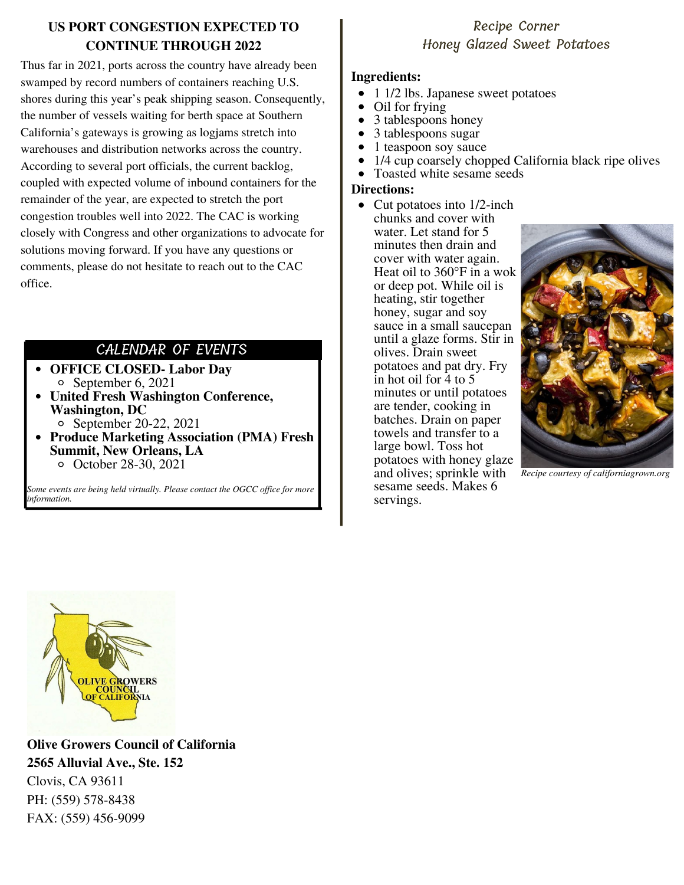## US PORT CONGESTION EXPECTED TO CONTINUE THROUGH 2022

Thus far in 2021, ports across the country have already been swamped by record numbers of containers reaching U.S. shores during this year's peak shipping season. Consequently, the number of vessels waiting for berth space at Southern California's gateways is growing as logjams stretch into warehouses and distribution networks across the country. According to several port officials, the current backlog, coupled with expected volume of inbound containers for the remainder of the year, are expected to stretch the port congestion troubles well into 2022. The CAC is working closely with Congress and other organizations to advocate for solutions moving forward. If you have any questions or comments, please do not hesitate to reach out to the CAC office.

## CALENDAR OF EVENTS

- **OFFICE CLOSED- Labor Day**
  - September 6, 2021
- **United Fresh Washington Conference, Washington, DC**
  - September 20-22, 2021
- **Produce Marketing Association (PMA) Fresh Summit, New Orleans, LA**
  - October 28-30, 2021

*Some events are being held virtually. Please contact the OGCC office for more information.*

## Recipe Corner
## Honey Glazed Sweet Potatoes

**Ingredients:**

- 1 1/2 lbs. Japanese sweet potatoes
- Oil for frying
- 3 tablespoons honey
- 3 tablespoons sugar
- 1 teaspoon soy sauce
- 1/4 cup coarsely chopped California black ripe olives
- Toasted white sesame seeds

**Directions:**

- Cut potatoes into 1/2-inch chunks and cover with water. Let stand for 5 minutes then drain and cover with water again. Heat oil to 360°F in a wok or deep pot. While oil is heating, stir together honey, sugar and soy sauce in a small saucepan until a glaze forms. Stir in olives. Drain sweet potatoes and pat dry. Fry in hot oil for 4 to 5 minutes or until potatoes are tender, cooking in batches. Drain on paper towels and transfer to a large bowl. Toss hot potatoes with honey glaze and olives; sprinkle with sesame seeds. Makes 6 servings.

*Recipe courtesy of californiagrown.org*

OLIVE GROWERS COUNCIL OF CALIFORNIA

**Olive Growers Council of California**
**2565 Alluvial Ave., Ste. 152**
Clovis, CA 93611
PH: (559) 578-8438
FAX: (559) 456-9099